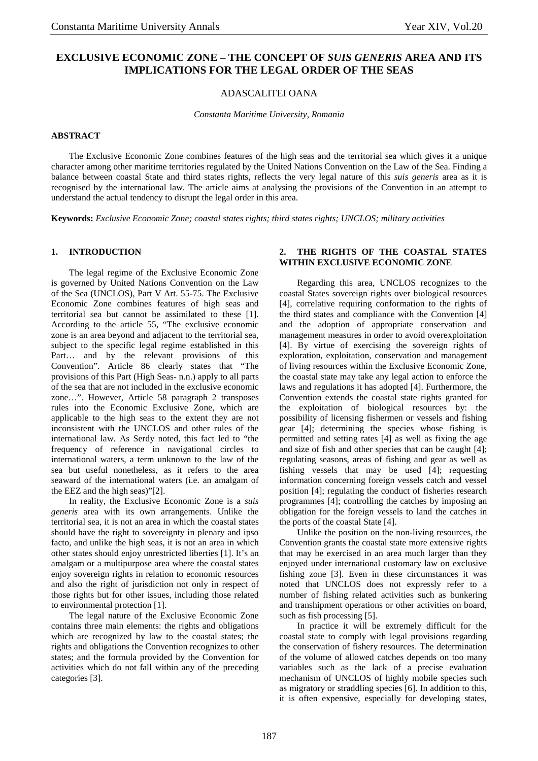# EXCLUSIVE ECONOMIC ZONE – THE CONCEPT OF *SUIS GENERIS* AREA AND ITS IMPLICATIONS FOR THE LEGAL ORDER OF THE SEAS

ADASCALITEI OANA

*Constanta Maritime University, Romania*

## ABSTRACT

The Exclusive Economic Zone combines features of the high seas and the territorial sea which gives it a unique character among other maritime territories regulated by the United Nations Convention on the Law of the Sea. Finding a balance between coastal State and third states rights, reflects the very legal nature of this *suis generis* area as it is recognised by the international law. The article aims at analysing the provisions of the Convention in an attempt to understand the actual tendency to disrupt the legal order in this area.

**Keywords:** *Exclusive Economic Zone; coastal states rights; third states rights; UNCLOS; military activities*

## 1. INTRODUCTION

The legal regime of the Exclusive Economic Zone is governed by United Nations Convention on the Law of the Sea (UNCLOS), Part V Art. 55-75. The Exclusive Economic Zone combines features of high seas and territorial sea but cannot be assimilated to these [1]. According to the article 55, "The exclusive economic zone is an area beyond and adjacent to the territorial sea, subject to the specific legal regime established in this Part… and by the relevant provisions of this Convention". Article 86 clearly states that "The provisions of this Part (High Seas- n.n.) apply to all parts of the sea that are not included in the exclusive economic zone…". However, Article 58 paragraph 2 transposes rules into the Economic Exclusive Zone, which are applicable to the high seas to the extent they are not inconsistent with the UNCLOS and other rules of the international law. As Serdy noted, this fact led to "the frequency of reference in navigational circles to international waters, a term unknown to the law of the sea but useful nonetheless, as it refers to the area seaward of the international waters (i.e. an amalgam of the EEZ and the high seas)"[2].

In reality, the Exclusive Economic Zone is a *suis generis* area with its own arrangements. Unlike the territorial sea, it is not an area in which the coastal states should have the right to sovereignty in plenary and ipso facto, and unlike the high seas, it is not an area in which other states should enjoy unrestricted liberties [1]. It's an amalgam or a multipurpose area where the coastal states enjoy sovereign rights in relation to economic resources and also the right of jurisdiction not only in respect of those rights but for other issues, including those related to environmental protection [1].

The legal nature of the Exclusive Economic Zone contains three main elements: the rights and obligations which are recognized by law to the coastal states; the rights and obligations the Convention recognizes to other states; and the formula provided by the Convention for activities which do not fall within any of the preceding categories [3].

## 2. THE RIGHTS OF THE COASTAL STATES WITHIN EXCLUSIVE ECONOMIC ZONE

Regarding this area, UNCLOS recognizes to the coastal States sovereign rights over biological resources [4], correlative requiring conformation to the rights of the third states and compliance with the Convention [4] and the adoption of appropriate conservation and management measures in order to avoid overexploitation [4]. By virtue of exercising the sovereign rights of exploration, exploitation, conservation and management of living resources within the Exclusive Economic Zone, the coastal state may take any legal action to enforce the laws and regulations it has adopted [4]. Furthermore, the Convention extends the coastal state rights granted for the exploitation of biological resources by: the possibility of licensing fishermen or vessels and fishing gear [4]; determining the species whose fishing is permitted and setting rates [4] as well as fixing the age and size of fish and other species that can be caught [4]; regulating seasons, areas of fishing and gear as well as fishing vessels that may be used [4]; requesting information concerning foreign vessels catch and vessel position [4]; regulating the conduct of fisheries research programmes [4]; controlling the catches by imposing an obligation for the foreign vessels to land the catches in the ports of the coastal State [4].

Unlike the position on the non-living resources, the Convention grants the coastal state more extensive rights that may be exercised in an area much larger than they enjoyed under international customary law on exclusive fishing zone [3]. Even in these circumstances it was noted that UNCLOS does not expressly refer to a number of fishing related activities such as bunkering and transhipment operations or other activities on board, such as fish processing [5].

In practice it will be extremely difficult for the coastal state to comply with legal provisions regarding the conservation of fishery resources. The determination of the volume of allowed catches depends on too many variables such as the lack of a precise evaluation mechanism of UNCLOS of highly mobile species such as migratory or straddling species [6]. In addition to this, it is often expensive, especially for developing states,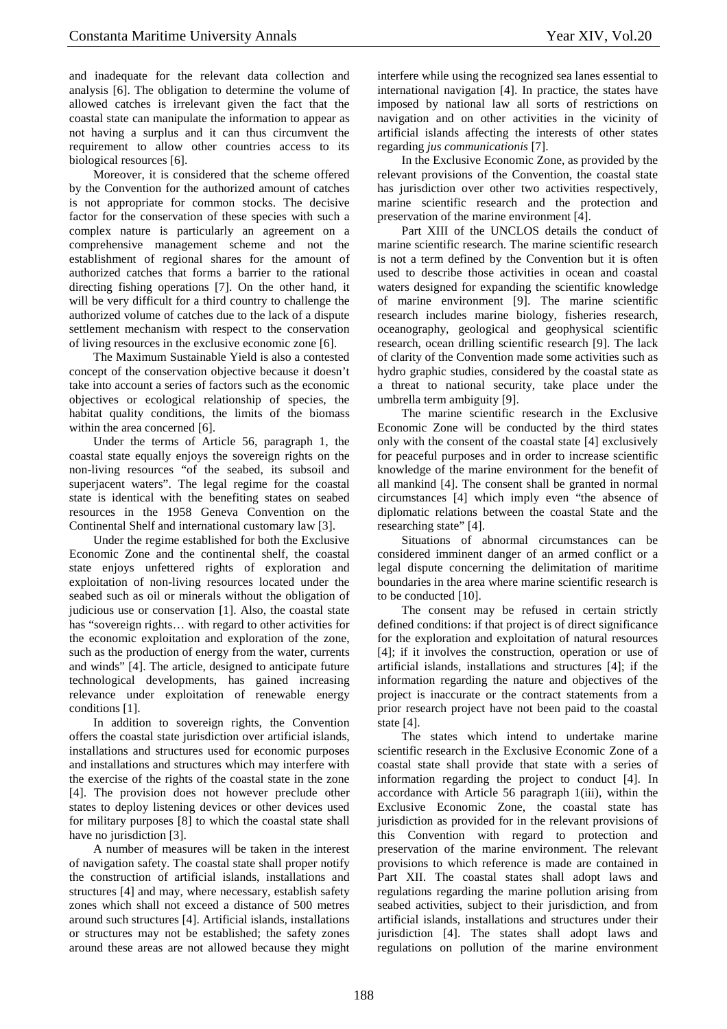and inadequate for the relevant data collection and analysis [6]. The obligation to determine the volume of allowed catches is irrelevant given the fact that the coastal state can manipulate the information to appear as not having a surplus and it can thus circumvent the requirement to allow other countries access to its biological resources [6].

Moreover, it is considered that the scheme offered by the Convention for the authorized amount of catches is not appropriate for common stocks. The decisive factor for the conservation of these species with such a complex nature is particularly an agreement on a comprehensive management scheme and not the establishment of regional shares for the amount of authorized catches that forms a barrier to the rational directing fishing operations [7]. On the other hand, it will be very difficult for a third country to challenge the authorized volume of catches due to the lack of a dispute settlement mechanism with respect to the conservation of living resources in the exclusive economic zone [6].

The Maximum Sustainable Yield is also a contested concept of the conservation objective because it doesn't take into account a series of factors such as the economic objectives or ecological relationship of species, the habitat quality conditions, the limits of the biomass within the area concerned [6].

Under the terms of Article 56, paragraph 1, the coastal state equally enjoys the sovereign rights on the non-living resources "of the seabed, its subsoil and superjacent waters". The legal regime for the coastal state is identical with the benefiting states on seabed resources in the 1958 Geneva Convention on the Continental Shelf and international customary law [3].

Under the regime established for both the Exclusive Economic Zone and the continental shelf, the coastal state enjoys unfettered rights of exploration and exploitation of non-living resources located under the seabed such as oil or minerals without the obligation of judicious use or conservation [1]. Also, the coastal state has "sovereign rights… with regard to other activities for the economic exploitation and exploration of the zone, such as the production of energy from the water, currents and winds" [4]. The article, designed to anticipate future technological developments, has gained increasing relevance under exploitation of renewable energy conditions [1].

In addition to sovereign rights, the Convention offers the coastal state jurisdiction over artificial islands, installations and structures used for economic purposes and installations and structures which may interfere with the exercise of the rights of the coastal state in the zone [4]. The provision does not however preclude other states to deploy listening devices or other devices used for military purposes [8] to which the coastal state shall have no jurisdiction [3].

A number of measures will be taken in the interest of navigation safety. The coastal state shall proper notify the construction of artificial islands, installations and structures [4] and may, where necessary, establish safety zones which shall not exceed a distance of 500 metres around such structures [4]. Artificial islands, installations or structures may not be established; the safety zones around these areas are not allowed because they might interfere while using the recognized sea lanes essential to international navigation [4]. In practice, the states have imposed by national law all sorts of restrictions on navigation and on other activities in the vicinity of artificial islands affecting the interests of other states regarding *jus communicationis* [7].

In the Exclusive Economic Zone, as provided by the relevant provisions of the Convention, the coastal state has jurisdiction over other two activities respectively, marine scientific research and the protection and preservation of the marine environment [4].

Part XIII of the UNCLOS details the conduct of marine scientific research. The marine scientific research is not a term defined by the Convention but it is often used to describe those activities in ocean and coastal waters designed for expanding the scientific knowledge of marine environment [9]. The marine scientific research includes marine biology, fisheries research, oceanography, geological and geophysical scientific research, ocean drilling scientific research [9]. The lack of clarity of the Convention made some activities such as hydro graphic studies, considered by the coastal state as a threat to national security, take place under the umbrella term ambiguity [9].

The marine scientific research in the Exclusive Economic Zone will be conducted by the third states only with the consent of the coastal state [4] exclusively for peaceful purposes and in order to increase scientific knowledge of the marine environment for the benefit of all mankind [4]. The consent shall be granted in normal circumstances [4] which imply even "the absence of diplomatic relations between the coastal State and the researching state" [4].

Situations of abnormal circumstances can be considered imminent danger of an armed conflict or a legal dispute concerning the delimitation of maritime boundaries in the area where marine scientific research is to be conducted [10].

The consent may be refused in certain strictly defined conditions: if that project is of direct significance for the exploration and exploitation of natural resources [4]; if it involves the construction, operation or use of artificial islands, installations and structures [4]; if the information regarding the nature and objectives of the project is inaccurate or the contract statements from a prior research project have not been paid to the coastal state [4].

The states which intend to undertake marine scientific research in the Exclusive Economic Zone of a coastal state shall provide that state with a series of information regarding the project to conduct [4]. In accordance with Article 56 paragraph 1(iii), within the Exclusive Economic Zone, the coastal state has jurisdiction as provided for in the relevant provisions of this Convention with regard to protection and preservation of the marine environment. The relevant provisions to which reference is made are contained in Part XII. The coastal states shall adopt laws and regulations regarding the marine pollution arising from seabed activities, subject to their jurisdiction, and from artificial islands, installations and structures under their jurisdiction [4]. The states shall adopt laws and regulations on pollution of the marine environment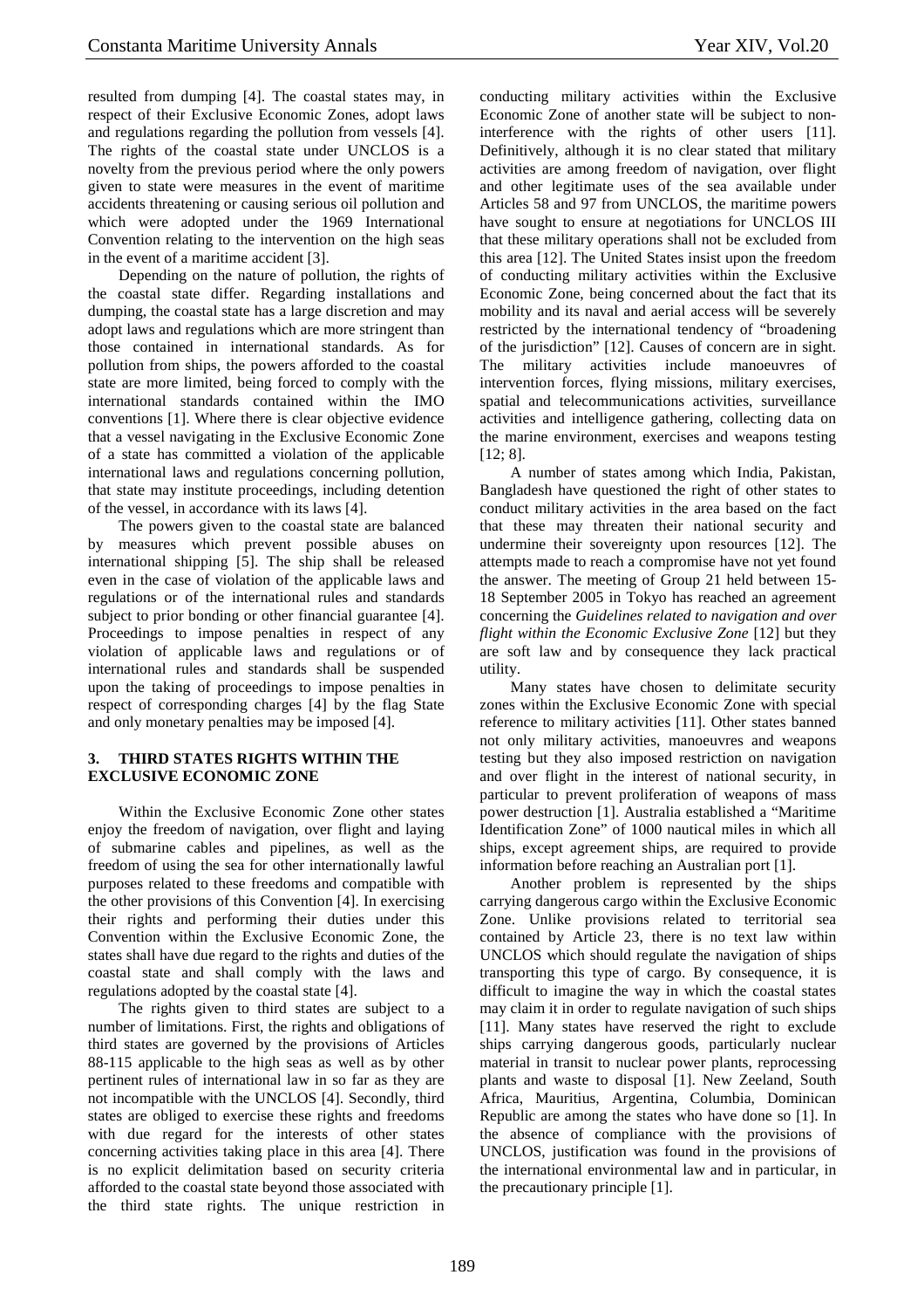resulted from dumping [4]. The coastal states may, in respect of their Exclusive Economic Zones, adopt laws and regulations regarding the pollution from vessels [4]. The rights of the coastal state under UNCLOS is a novelty from the previous period where the only powers given to state were measures in the event of maritime accidents threatening or causing serious oil pollution and which were adopted under the 1969 International Convention relating to the intervention on the high seas in the event of a maritime accident [3].

Depending on the nature of pollution, the rights of the coastal state differ. Regarding installations and dumping, the coastal state has a large discretion and may adopt laws and regulations which are more stringent than those contained in international standards. As for pollution from ships, the powers afforded to the coastal state are more limited, being forced to comply with the international standards contained within the IMO conventions [1]. Where there is clear objective evidence that a vessel navigating in the Exclusive Economic Zone of a state has committed a violation of the applicable international laws and regulations concerning pollution, that state may institute proceedings, including detention of the vessel, in accordance with its laws [4].

The powers given to the coastal state are balanced by measures which prevent possible abuses on international shipping [5]. The ship shall be released even in the case of violation of the applicable laws and regulations or of the international rules and standards subject to prior bonding or other financial guarantee [4]. Proceedings to impose penalties in respect of any violation of applicable laws and regulations or of international rules and standards shall be suspended upon the taking of proceedings to impose penalties in respect of corresponding charges [4] by the flag State and only monetary penalties may be imposed [4].

## 3. THIRD STATES RIGHTS WITHIN THE EXCLUSIVE ECONOMIC ZONE

Within the Exclusive Economic Zone other states enjoy the freedom of navigation, over flight and laying of submarine cables and pipelines, as well as the freedom of using the sea for other internationally lawful purposes related to these freedoms and compatible with the other provisions of this Convention [4]. In exercising their rights and performing their duties under this Convention within the Exclusive Economic Zone, the states shall have due regard to the rights and duties of the coastal state and shall comply with the laws and regulations adopted by the coastal state [4].

The rights given to third states are subject to a number of limitations. First, the rights and obligations of third states are governed by the provisions of Articles 88-115 applicable to the high seas as well as by other pertinent rules of international law in so far as they are not incompatible with the UNCLOS [4]. Secondly, third states are obliged to exercise these rights and freedoms with due regard for the interests of other states concerning activities taking place in this area [4]. There is no explicit delimitation based on security criteria afforded to the coastal state beyond those associated with the third state rights. The unique restriction in conducting military activities within the Exclusive Economic Zone of another state will be subject to non-interference with the rights of other users [11]. Definitively, although it is no clear stated that military activities are among freedom of navigation, over flight and other legitimate uses of the sea available under Articles 58 and 97 from UNCLOS, the maritime powers have sought to ensure at negotiations for UNCLOS III that these military operations shall not be excluded from this area [12]. The United States insist upon the freedom of conducting military activities within the Exclusive Economic Zone, being concerned about the fact that its mobility and its naval and aerial access will be severely restricted by the international tendency of "broadening of the jurisdiction" [12]. Causes of concern are in sight. The military activities include manoeuvres of intervention forces, flying missions, military exercises, spatial and telecommunications activities, surveillance activities and intelligence gathering, collecting data on the marine environment, exercises and weapons testing [12; 8].

A number of states among which India, Pakistan, Bangladesh have questioned the right of other states to conduct military activities in the area based on the fact that these may threaten their national security and undermine their sovereignty upon resources [12]. The attempts made to reach a compromise have not yet found the answer. The meeting of Group 21 held between 15-18 September 2005 in Tokyo has reached an agreement concerning the *Guidelines related to navigation and over flight within the Economic Exclusive Zone* [12] but they are soft law and by consequence they lack practical utility.

Many states have chosen to delimitate security zones within the Exclusive Economic Zone with special reference to military activities [11]. Other states banned not only military activities, manoeuvres and weapons testing but they also imposed restriction on navigation and over flight in the interest of national security, in particular to prevent proliferation of weapons of mass power destruction [1]. Australia established a "Maritime Identification Zone" of 1000 nautical miles in which all ships, except agreement ships, are required to provide information before reaching an Australian port [1].

Another problem is represented by the ships carrying dangerous cargo within the Exclusive Economic Zone. Unlike provisions related to territorial sea contained by Article 23, there is no text law within UNCLOS which should regulate the navigation of ships transporting this type of cargo. By consequence, it is difficult to imagine the way in which the coastal states may claim it in order to regulate navigation of such ships [11]. Many states have reserved the right to exclude ships carrying dangerous goods, particularly nuclear material in transit to nuclear power plants, reprocessing plants and waste to disposal [1]. New Zeeland, South Africa, Mauritius, Argentina, Columbia, Dominican Republic are among the states who have done so [1]. In the absence of compliance with the provisions of UNCLOS, justification was found in the provisions of the international environmental law and in particular, in the precautionary principle [1].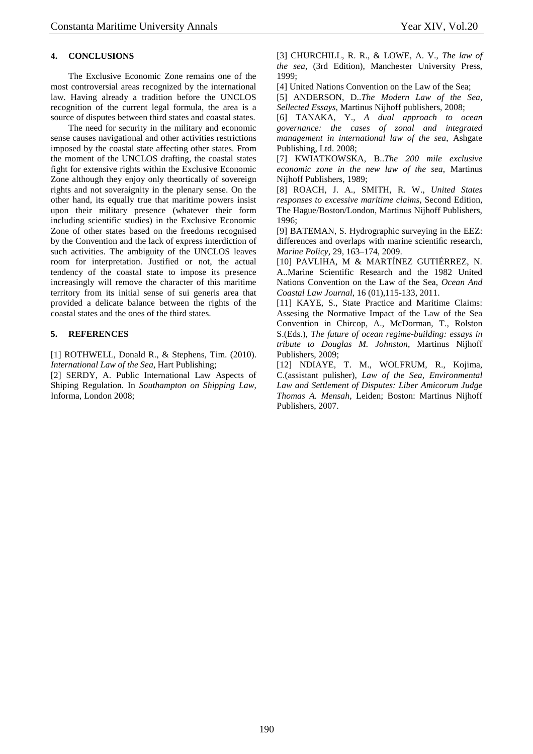## 4. CONCLUSIONS

The Exclusive Economic Zone remains one of the most controversial areas recognized by the international law. Having already a tradition before the UNCLOS recognition of the current legal formula, the area is a source of disputes between third states and coastal states.

The need for security in the military and economic sense causes navigational and other activities restrictions imposed by the coastal state affecting other states. From the moment of the UNCLOS drafting, the coastal states fight for extensive rights within the Exclusive Economic Zone although they enjoy only theortically of sovereign rights and not soveraignity in the plenary sense. On the other hand, its equally true that maritime powers insist upon their military presence (whatever their form including scientific studies) in the Exclusive Economic Zone of other states based on the freedoms recognised by the Convention and the lack of express interdiction of such activities. The ambiguity of the UNCLOS leaves room for interpretation. Justified or not, the actual tendency of the coastal state to impose its presence increasingly will remove the character of this maritime territory from its initial sense of sui generis area that provided a delicate balance between the rights of the coastal states and the ones of the third states.

## 5. REFERENCES

[1] ROTHWELL, Donald R., & Stephens, Tim. (2010). *International Law of the Sea*, Hart Publishing;

[2] SERDY, A. Public International Law Aspects of Shiping Regulation. In *Southampton on Shipping Law*, Informa, London 2008;

[3] CHURCHILL, R. R., & LOWE, A. V., *The law of the sea*, (3rd Edition), Manchester University Press, 1999;

[4] United Nations Convention on the Law of the Sea;

[5] ANDERSON, D..*The Modern Law of the Sea, Sellected Essays*, Martinus Nijhoff publishers, 2008;

[6] TANAKA, Y., *A dual approach to ocean governance: the cases of zonal and integrated management in international law of the sea*, Ashgate Publishing, Ltd. 2008;

[7] KWIATKOWSKA, B..*The 200 mile exclusive economic zone in the new law of the sea*, Martinus Nijhoff Publishers, 1989;

[8] ROACH, J. A., SMITH, R. W., *United States responses to excessive maritime claims*, Second Edition, The Hague/Boston/London, Martinus Nijhoff Publishers, 1996;

[9] BATEMAN, S. Hydrographic surveying in the EEZ: differences and overlaps with marine scientific research, *Marine Policy*, 29, 163–174, 2009.

[10] PAVLIHA, M & MARTÍNEZ GUTIÉRREZ, N. A..Marine Scientific Research and the 1982 United Nations Convention on the Law of the Sea, *Ocean And Coastal Law Journal*, 16 (01),115-133, 2011.

[11] KAYE, S., State Practice and Maritime Claims: Assesing the Normative Impact of the Law of the Sea Convention in Chircop, A., McDorman, T., Rolston S.(Eds.), *The future of ocean regime-building: essays in tribute to Douglas M. Johnston*, Martinus Nijhoff Publishers, 2009;

[12] NDIAYE, T. M., WOLFRUM, R., Kojima, C.(assistant pulisher), *Law of the Sea, Environmental Law and Settlement of Disputes: Liber Amicorum Judge Thomas A. Mensah*, Leiden; Boston: Martinus Nijhoff Publishers, 2007.